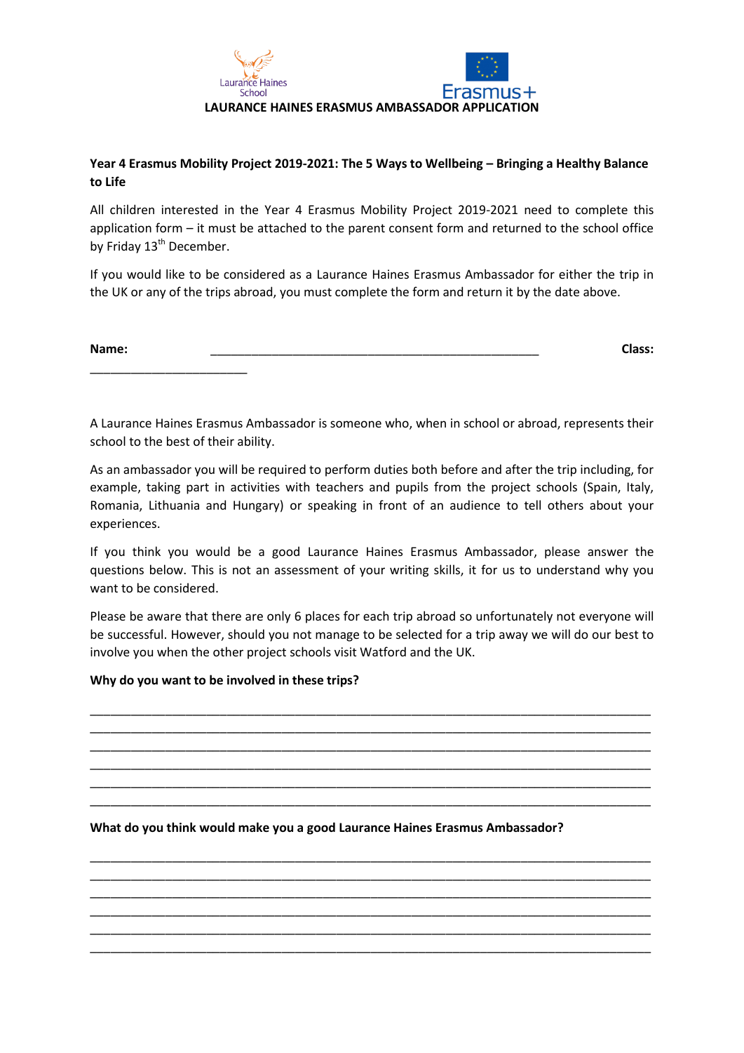Laurance Haines School

Erasmus+

# LAURANCE HAINES ERASMUS AMBASSADOR APPLICATION

**Year 4 Erasmus Mobility Project 2019-2021: The 5 Ways to Wellbeing – Bringing a Healthy Balance to Life**

All children interested in the Year 4 Erasmus Mobility Project 2019-2021 need to complete this application form – it must be attached to the parent consent form and returned to the school office by Friday 13th December.

If you would like to be considered as a Laurance Haines Erasmus Ambassador for either the trip in the UK or any of the trips abroad, you must complete the form and return it by the date above.

**Name:** ______________________________________________________ **Class:** __________________________

A Laurance Haines Erasmus Ambassador is someone who, when in school or abroad, represents their school to the best of their ability.

As an ambassador you will be required to perform duties both before and after the trip including, for example, taking part in activities with teachers and pupils from the project schools (Spain, Italy, Romania, Lithuania and Hungary) or speaking in front of an audience to tell others about your experiences.

If you think you would be a good Laurance Haines Erasmus Ambassador, please answer the questions below. This is not an assessment of your writing skills, it for us to understand why you want to be considered.

Please be aware that there are only 6 places for each trip abroad so unfortunately not everyone will be successful. However, should you not manage to be selected for a trip away we will do our best to involve you when the other project schools visit Watford and the UK.

**Why do you want to be involved in these trips?**

______________________________________________________________________________

______________________________________________________________________________

______________________________________________________________________________

______________________________________________________________________________

______________________________________________________________________________

______________________________________________________________________________

**What do you think would make you a good Laurance Haines Erasmus Ambassador?**

______________________________________________________________________________

______________________________________________________________________________

______________________________________________________________________________

______________________________________________________________________________

______________________________________________________________________________

______________________________________________________________________________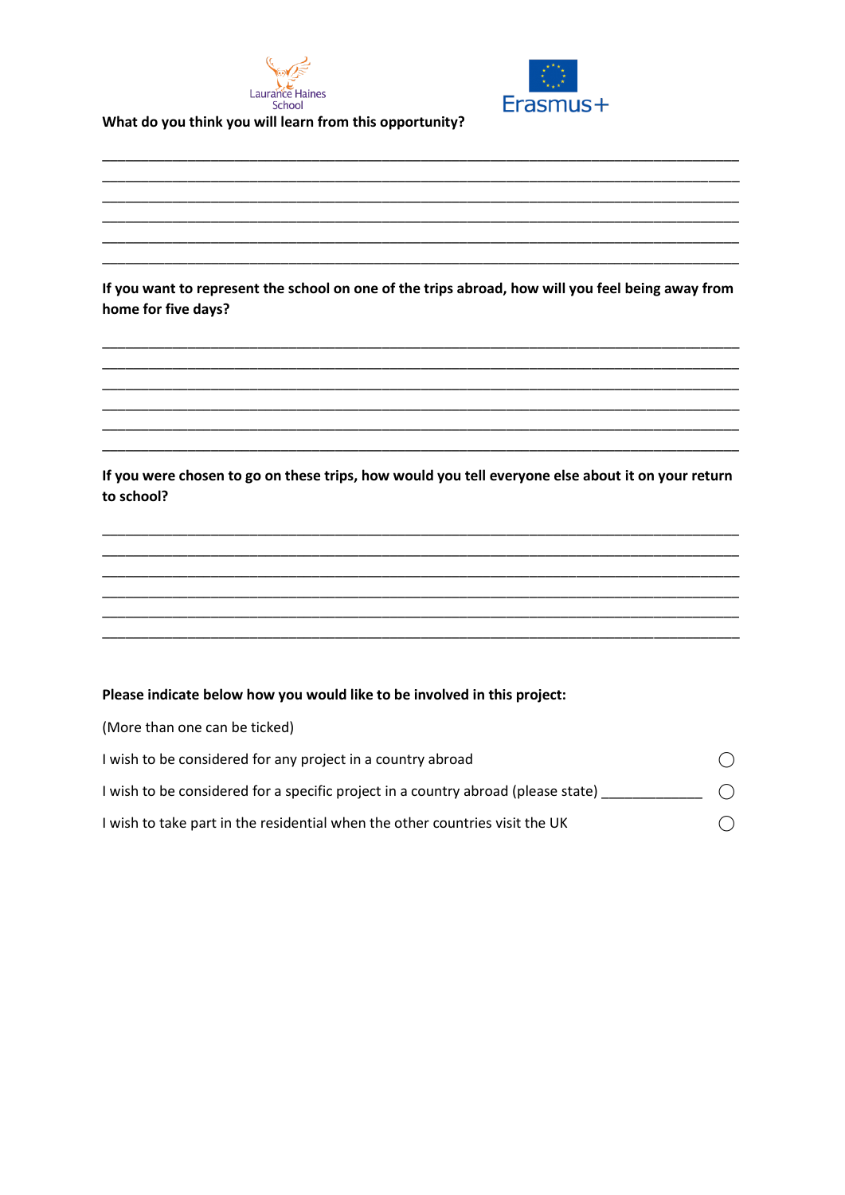**What do you think you will learn from this opportunity?**

\_\_\_\_\_\_\_\_\_\_\_\_\_\_\_\_\_\_\_\_\_\_\_\_\_\_\_\_\_\_\_\_\_\_\_\_\_\_\_\_\_\_\_\_\_\_\_\_\_\_\_\_\_\_\_\_\_\_\_\_\_\_\_\_\_\_\_\_\_\_\_\_\_\_\_\_

\_\_\_\_\_\_\_\_\_\_\_\_\_\_\_\_\_\_\_\_\_\_\_\_\_\_\_\_\_\_\_\_\_\_\_\_\_\_\_\_\_\_\_\_\_\_\_\_\_\_\_\_\_\_\_\_\_\_\_\_\_\_\_\_\_\_\_\_\_\_\_\_\_\_\_\_

\_\_\_\_\_\_\_\_\_\_\_\_\_\_\_\_\_\_\_\_\_\_\_\_\_\_\_\_\_\_\_\_\_\_\_\_\_\_\_\_\_\_\_\_\_\_\_\_\_\_\_\_\_\_\_\_\_\_\_\_\_\_\_\_\_\_\_\_\_\_\_\_\_\_\_\_

\_\_\_\_\_\_\_\_\_\_\_\_\_\_\_\_\_\_\_\_\_\_\_\_\_\_\_\_\_\_\_\_\_\_\_\_\_\_\_\_\_\_\_\_\_\_\_\_\_\_\_\_\_\_\_\_\_\_\_\_\_\_\_\_\_\_\_\_\_\_\_\_\_\_\_\_

\_\_\_\_\_\_\_\_\_\_\_\_\_\_\_\_\_\_\_\_\_\_\_\_\_\_\_\_\_\_\_\_\_\_\_\_\_\_\_\_\_\_\_\_\_\_\_\_\_\_\_\_\_\_\_\_\_\_\_\_\_\_\_\_\_\_\_\_\_\_\_\_\_\_\_\_

\_\_\_\_\_\_\_\_\_\_\_\_\_\_\_\_\_\_\_\_\_\_\_\_\_\_\_\_\_\_\_\_\_\_\_\_\_\_\_\_\_\_\_\_\_\_\_\_\_\_\_\_\_\_\_\_\_\_\_\_\_\_\_\_\_\_\_\_\_\_\_\_\_\_\_\_

**If you want to represent the school on one of the trips abroad, how will you feel being away from home for five days?**

\_\_\_\_\_\_\_\_\_\_\_\_\_\_\_\_\_\_\_\_\_\_\_\_\_\_\_\_\_\_\_\_\_\_\_\_\_\_\_\_\_\_\_\_\_\_\_\_\_\_\_\_\_\_\_\_\_\_\_\_\_\_\_\_\_\_\_\_\_\_\_\_\_\_\_\_

\_\_\_\_\_\_\_\_\_\_\_\_\_\_\_\_\_\_\_\_\_\_\_\_\_\_\_\_\_\_\_\_\_\_\_\_\_\_\_\_\_\_\_\_\_\_\_\_\_\_\_\_\_\_\_\_\_\_\_\_\_\_\_\_\_\_\_\_\_\_\_\_\_\_\_\_

\_\_\_\_\_\_\_\_\_\_\_\_\_\_\_\_\_\_\_\_\_\_\_\_\_\_\_\_\_\_\_\_\_\_\_\_\_\_\_\_\_\_\_\_\_\_\_\_\_\_\_\_\_\_\_\_\_\_\_\_\_\_\_\_\_\_\_\_\_\_\_\_\_\_\_\_

\_\_\_\_\_\_\_\_\_\_\_\_\_\_\_\_\_\_\_\_\_\_\_\_\_\_\_\_\_\_\_\_\_\_\_\_\_\_\_\_\_\_\_\_\_\_\_\_\_\_\_\_\_\_\_\_\_\_\_\_\_\_\_\_\_\_\_\_\_\_\_\_\_\_\_\_

\_\_\_\_\_\_\_\_\_\_\_\_\_\_\_\_\_\_\_\_\_\_\_\_\_\_\_\_\_\_\_\_\_\_\_\_\_\_\_\_\_\_\_\_\_\_\_\_\_\_\_\_\_\_\_\_\_\_\_\_\_\_\_\_\_\_\_\_\_\_\_\_\_\_\_\_

\_\_\_\_\_\_\_\_\_\_\_\_\_\_\_\_\_\_\_\_\_\_\_\_\_\_\_\_\_\_\_\_\_\_\_\_\_\_\_\_\_\_\_\_\_\_\_\_\_\_\_\_\_\_\_\_\_\_\_\_\_\_\_\_\_\_\_\_\_\_\_\_\_\_\_\_

**If you were chosen to go on these trips, how would you tell everyone else about it on your return to school?**

\_\_\_\_\_\_\_\_\_\_\_\_\_\_\_\_\_\_\_\_\_\_\_\_\_\_\_\_\_\_\_\_\_\_\_\_\_\_\_\_\_\_\_\_\_\_\_\_\_\_\_\_\_\_\_\_\_\_\_\_\_\_\_\_\_\_\_\_\_\_\_\_\_\_\_\_

\_\_\_\_\_\_\_\_\_\_\_\_\_\_\_\_\_\_\_\_\_\_\_\_\_\_\_\_\_\_\_\_\_\_\_\_\_\_\_\_\_\_\_\_\_\_\_\_\_\_\_\_\_\_\_\_\_\_\_\_\_\_\_\_\_\_\_\_\_\_\_\_\_\_\_\_

\_\_\_\_\_\_\_\_\_\_\_\_\_\_\_\_\_\_\_\_\_\_\_\_\_\_\_\_\_\_\_\_\_\_\_\_\_\_\_\_\_\_\_\_\_\_\_\_\_\_\_\_\_\_\_\_\_\_\_\_\_\_\_\_\_\_\_\_\_\_\_\_\_\_\_\_

\_\_\_\_\_\_\_\_\_\_\_\_\_\_\_\_\_\_\_\_\_\_\_\_\_\_\_\_\_\_\_\_\_\_\_\_\_\_\_\_\_\_\_\_\_\_\_\_\_\_\_\_\_\_\_\_\_\_\_\_\_\_\_\_\_\_\_\_\_\_\_\_\_\_\_\_

\_\_\_\_\_\_\_\_\_\_\_\_\_\_\_\_\_\_\_\_\_\_\_\_\_\_\_\_\_\_\_\_\_\_\_\_\_\_\_\_\_\_\_\_\_\_\_\_\_\_\_\_\_\_\_\_\_\_\_\_\_\_\_\_\_\_\_\_\_\_\_\_\_\_\_\_

\_\_\_\_\_\_\_\_\_\_\_\_\_\_\_\_\_\_\_\_\_\_\_\_\_\_\_\_\_\_\_\_\_\_\_\_\_\_\_\_\_\_\_\_\_\_\_\_\_\_\_\_\_\_\_\_\_\_\_\_\_\_\_\_\_\_\_\_\_\_\_\_\_\_\_\_

**Please indicate below how you would like to be involved in this project:**

(More than one can be ticked)

- ◯ I wish to be considered for any project in a country abroad
- ◯ I wish to be considered for a specific project in a country abroad (please state) \_\_\_\_\_\_\_\_\_\_\_\_\_
- ◯ I wish to take part in the residential when the other countries visit the UK